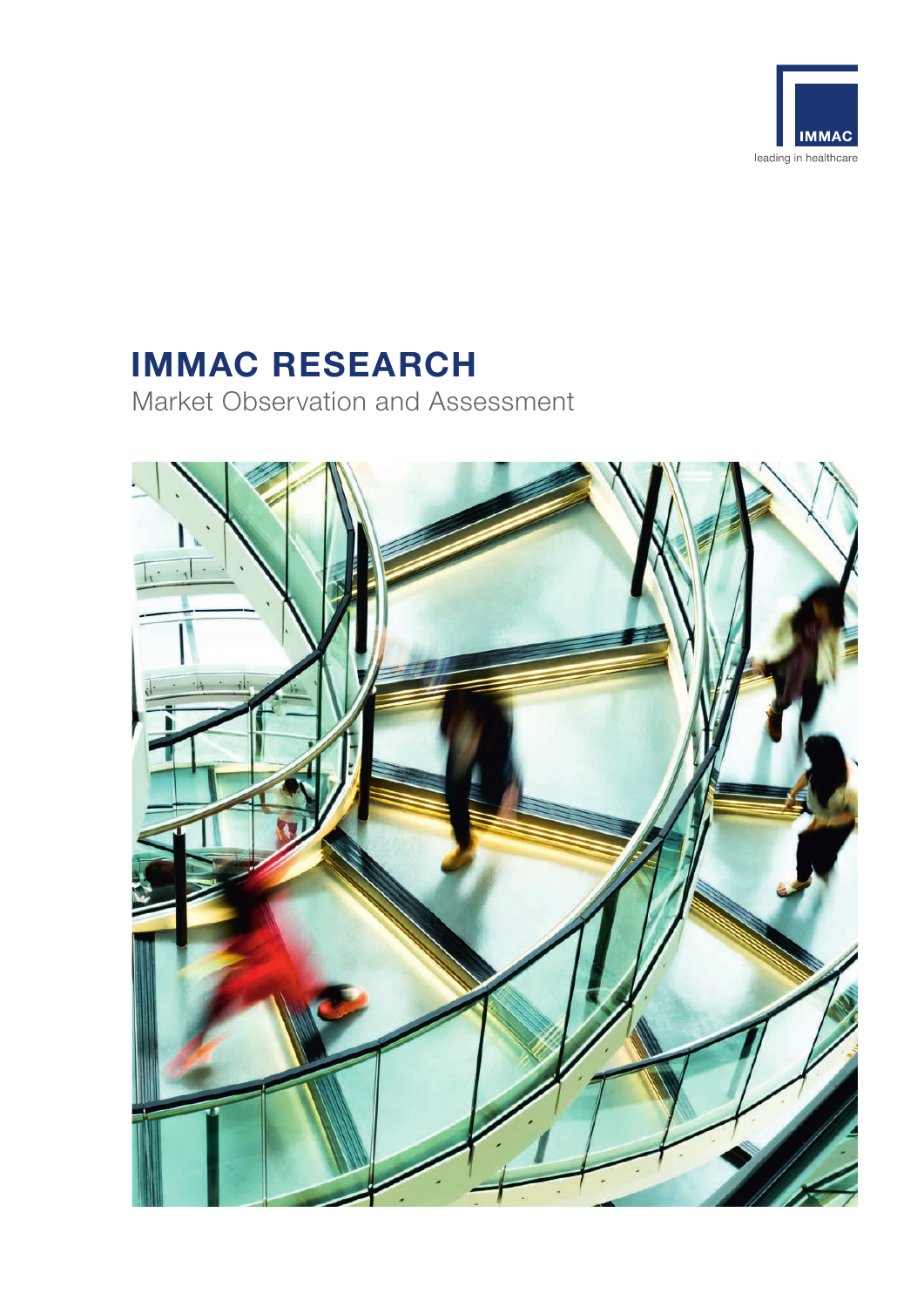IMMAC

leading in healthcare

# IMMAC RESEARCH

Market Observation and Assessment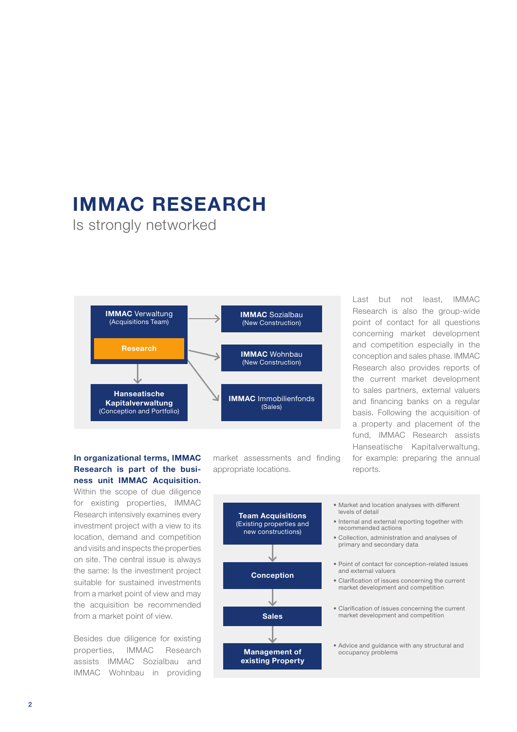# IMMAC RESEARCH

Is strongly networked

**IMMAC** Verwaltung (Acquisitions Team)

Research

**IMMAC** Sozialbau (New Construction)

**IMMAC** Wohnbau (New Construction)

**IMMAC** Immobilienfonds (Sales)

**Hanseatische Kapitalverwaltung** (Conception and Portfolio)

**In organizational terms, IMMAC Research is part of the business unit IMMAC Acquisition.** Within the scope of due diligence for existing properties, IMMAC Research intensively examines every investment project with a view to its location, demand and competition and visits and inspects the properties on site. The central issue is always the same: Is the investment project suitable for sustained investments from a market point of view and may the acquisition be recommended from a market point of view.

Besides due diligence for existing properties, IMMAC Research assists IMMAC Sozialbau and IMMAC Wohnbau in providing market assessments and finding appropriate locations.

Last but not least, IMMAC Research is also the group-wide point of contact for all questions concerning market development and competition especially in the conception and sales phase. IMMAC Research also provides reports of the current market development to sales partners, external valuers and financing banks on a regular basis. Following the acquisition of a property and placement of the fund, IMMAC Research assists Hanseatische Kapitalverwaltung, for example: preparing the annual reports.

**Team Acquisitions** (Existing properties and new constructions)

- Market and location analyses with different levels of detail
- Internal and external reporting together with recommended actions
- Collection, administration and analyses of primary and secondary data

**Conception**

- Point of contact for conception-related issues and external valuers
- Clarification of issues concerning the current market development and competition

**Sales**

- Clarification of issues concerning the current market development and competition

**Management of existing Property**

- Advice and guidance with any structural and occupancy problems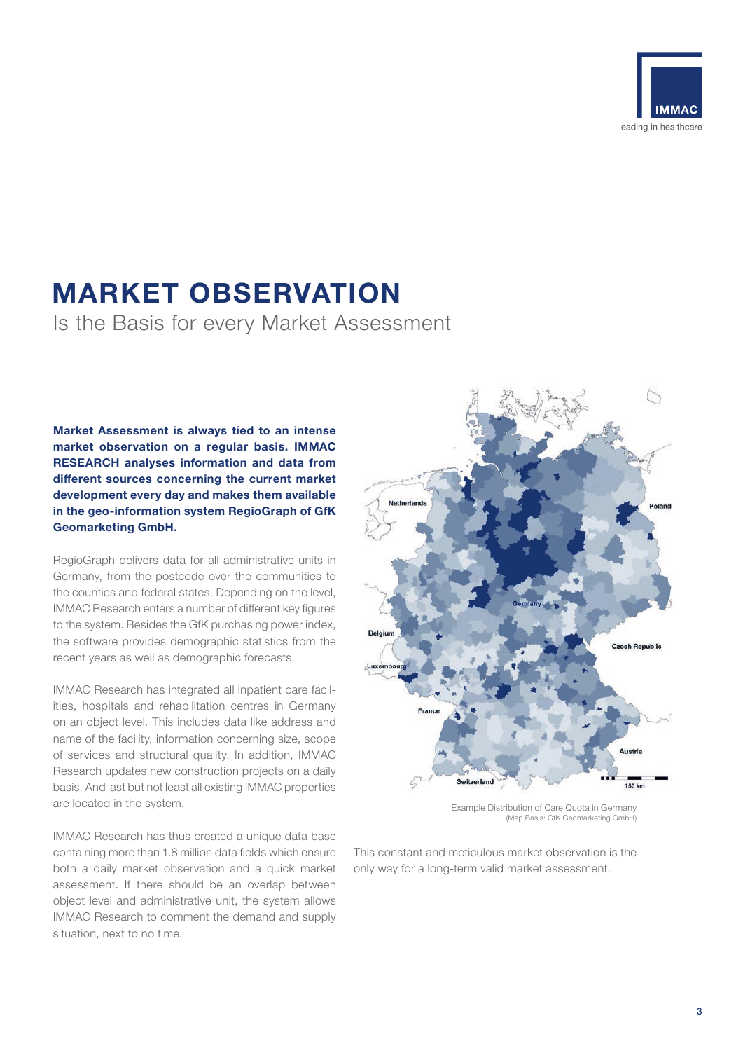# MARKET OBSERVATION

## Is the Basis for every Market Assessment

**Market Assessment is always tied to an intense market observation on a regular basis. IMMAC RESEARCH analyses information and data from different sources concerning the current market development every day and makes them available in the geo-information system RegioGraph of GfK Geomarketing GmbH.**

RegioGraph delivers data for all administrative units in Germany, from the postcode over the communities to the counties and federal states. Depending on the level, IMMAC Research enters a number of different key figures to the system. Besides the GfK purchasing power index, the software provides demographic statistics from the recent years as well as demographic forecasts.

IMMAC Research has integrated all inpatient care facilities, hospitals and rehabilitation centres in Germany on an object level. This includes data like address and name of the facility, information concerning size, scope of services and structural quality. In addition, IMMAC Research updates new construction projects on a daily basis. And last but not least all existing IMMAC properties are located in the system.

IMMAC Research has thus created a unique data base containing more than 1.8 million data fields which ensure both a daily market observation and a quick market assessment. If there should be an overlap between object level and administrative unit, the system allows IMMAC Research to comment the demand and supply situation, next to no time.

Example Distribution of Care Quota in Germany
(Map Basis: GfK Geomarketing GmbH)

This constant and meticulous market observation is the only way for a long-term valid market assessment.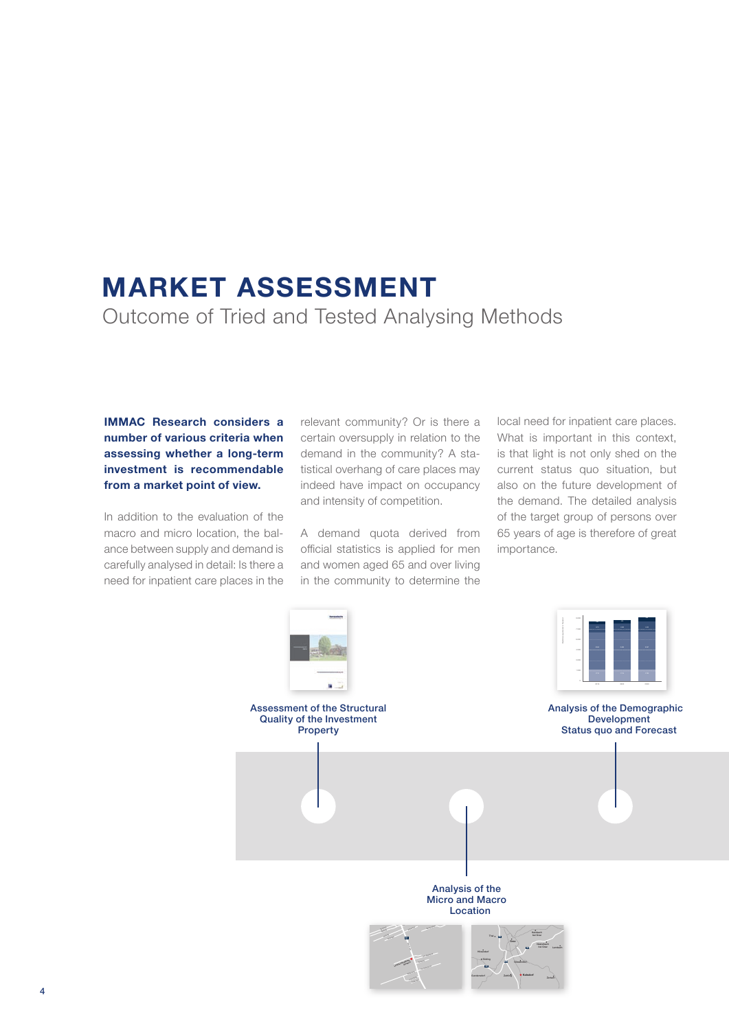# MARKET ASSESSMENT

## Outcome of Tried and Tested Analysing Methods

**IMMAC Research considers a number of various criteria when assessing whether a long-term investment is recommendable from a market point of view.**

In addition to the evaluation of the macro and micro location, the balance between supply and demand is carefully analysed in detail: Is there a need for inpatient care places in the relevant community? Or is there a certain oversupply in relation to the demand in the community? A statistical overhang of care places may indeed have impact on occupancy and intensity of competition.

A demand quota derived from official statistics is applied for men and women aged 65 and over living in the community to determine the local need for inpatient care places. What is important in this context, is that light is not only shed on the current status quo situation, but also on the future development of the demand. The detailed analysis of the target group of persons over 65 years of age is therefore of great importance.

Assessment of the Structural Quality of the Investment Property

Analysis of the Demographic Development Status quo and Forecast

Analysis of the Micro and Macro Location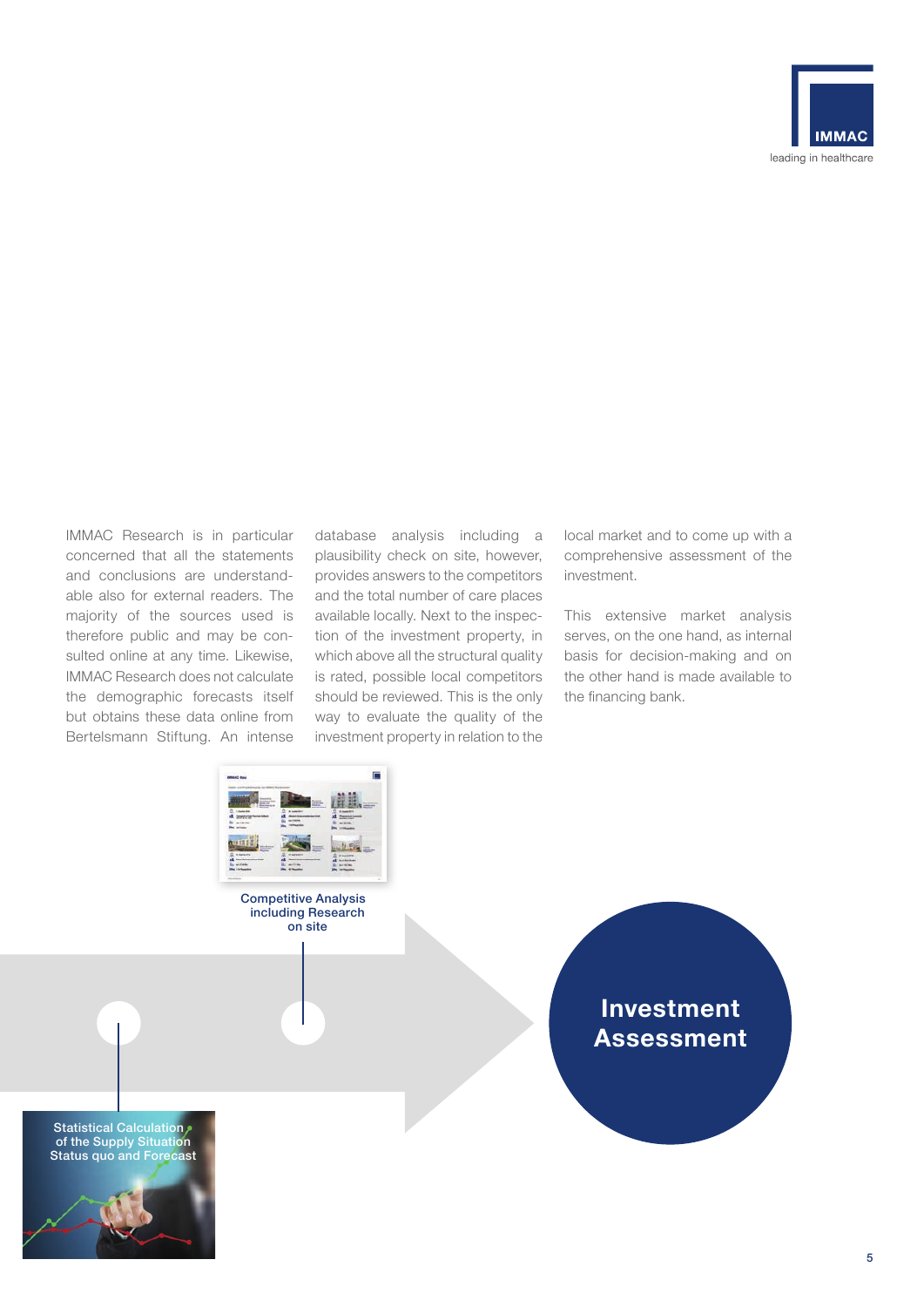IMMAC Research is in particular concerned that all the statements and conclusions are understandable also for external readers. The majority of the sources used is therefore public and may be consulted online at any time. Likewise, IMMAC Research does not calculate the demographic forecasts itself but obtains these data online from Bertelsmann Stiftung. An intense database analysis including a plausibility check on site, however, provides answers to the competitors and the total number of care places available locally. Next to the inspection of the investment property, in which above all the structural quality is rated, possible local competitors should be reviewed. This is the only way to evaluate the quality of the investment property in relation to the local market and to come up with a comprehensive assessment of the investment.

This extensive market analysis serves, on the one hand, as internal basis for decision-making and on the other hand is made available to the financing bank.

Competitive Analysis including Research on site

Statistical Calculation of the Supply Situation Status quo and Forecast

**Investment Assessment**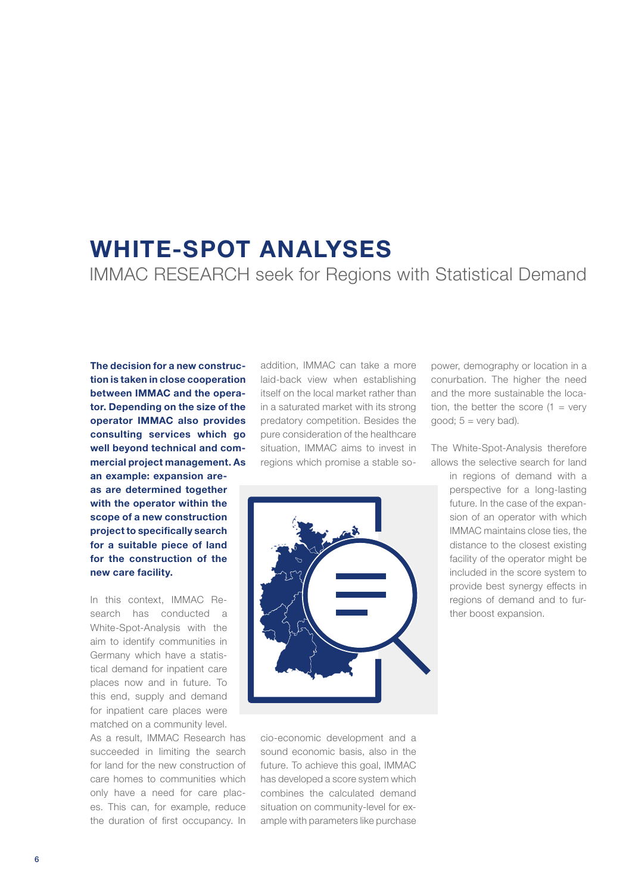# WHITE-SPOT ANALYSES

## IMMAC RESEARCH seek for Regions with Statistical Demand

**The decision for a new construction is taken in close cooperation between IMMAC and the operator. Depending on the size of the operator IMMAC also provides consulting services which go well beyond technical and commercial project management. As an example: expansion areas are determined together with the operator within the scope of a new construction project to specifically search for a suitable piece of land for the construction of the new care facility.**

In this context, IMMAC Research has conducted a White-Spot-Analysis with the aim to identify communities in Germany which have a statistical demand for inpatient care places now and in future. To this end, supply and demand for inpatient care places were matched on a community level. As a result, IMMAC Research has succeeded in limiting the search for land for the new construction of care homes to communities which only have a need for care places. This can, for example, reduce the duration of first occupancy. In addition, IMMAC can take a more laid-back view when establishing itself on the local market rather than in a saturated market with its strong predatory competition. Besides the pure consideration of the healthcare situation, IMMAC aims to invest in regions which promise a stable socio-economic development and a sound economic basis, also in the future. To achieve this goal, IMMAC has developed a score system which combines the calculated demand situation on community-level for example with parameters like purchase power, demography or location in a conurbation. The higher the need and the more sustainable the location, the better the score (1 = very good; 5 = very bad).

The White-Spot-Analysis therefore allows the selective search for land in regions of demand with a perspective for a long-lasting future. In the case of the expansion of an operator with which IMMAC maintains close ties, the distance to the closest existing facility of the operator might be included in the score system to provide best synergy effects in regions of demand and to further boost expansion.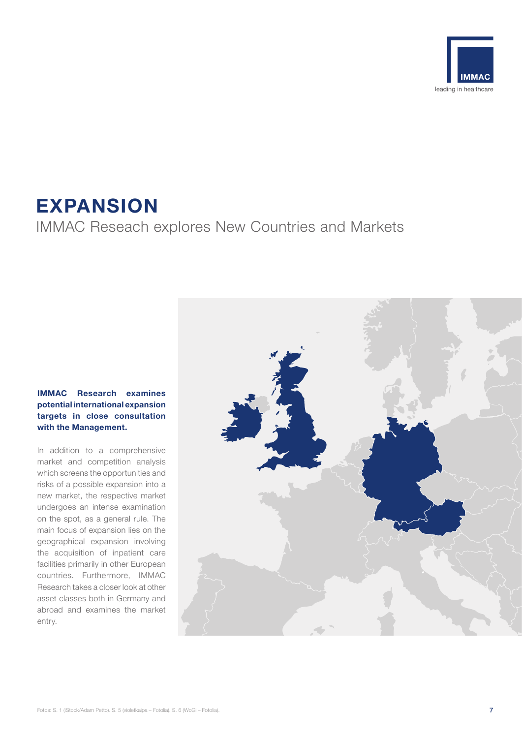# EXPANSION

IMMAC Reseach explores New Countries and Markets

**IMMAC Research examines potential international expansion targets in close consultation with the Management.**

In addition to a comprehensive market and competition analysis which screens the opportunities and risks of a possible expansion into a new market, the respective market undergoes an intense examination on the spot, as a general rule. The main focus of expansion lies on the geographical expansion involving the acquisition of inpatient care facilities primarily in other European countries. Furthermore, IMMAC Research takes a closer look at other asset classes both in Germany and abroad and examines the market entry.

Fotos: S. 1 (iStock/Adam Petto). S. 5 (violetkaipa – Fotolia). S. 6 (WoGi – Fotolia).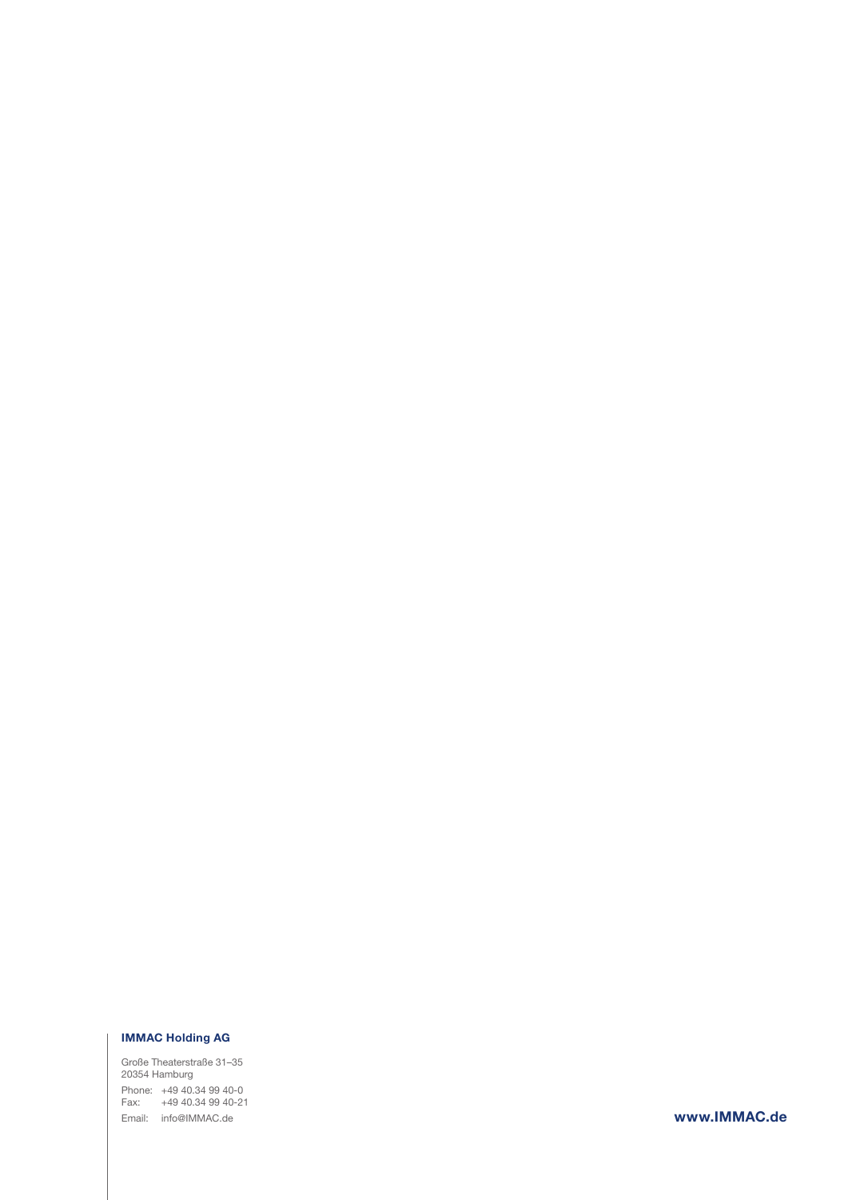**IMMAC Holding AG**

Große Theaterstraße 31–35
20354 Hamburg

Phone: +49 40.34 99 40-0
Fax: +49 40.34 99 40-21

Email: info@IMMAC.de

**www.IMMAC.de**